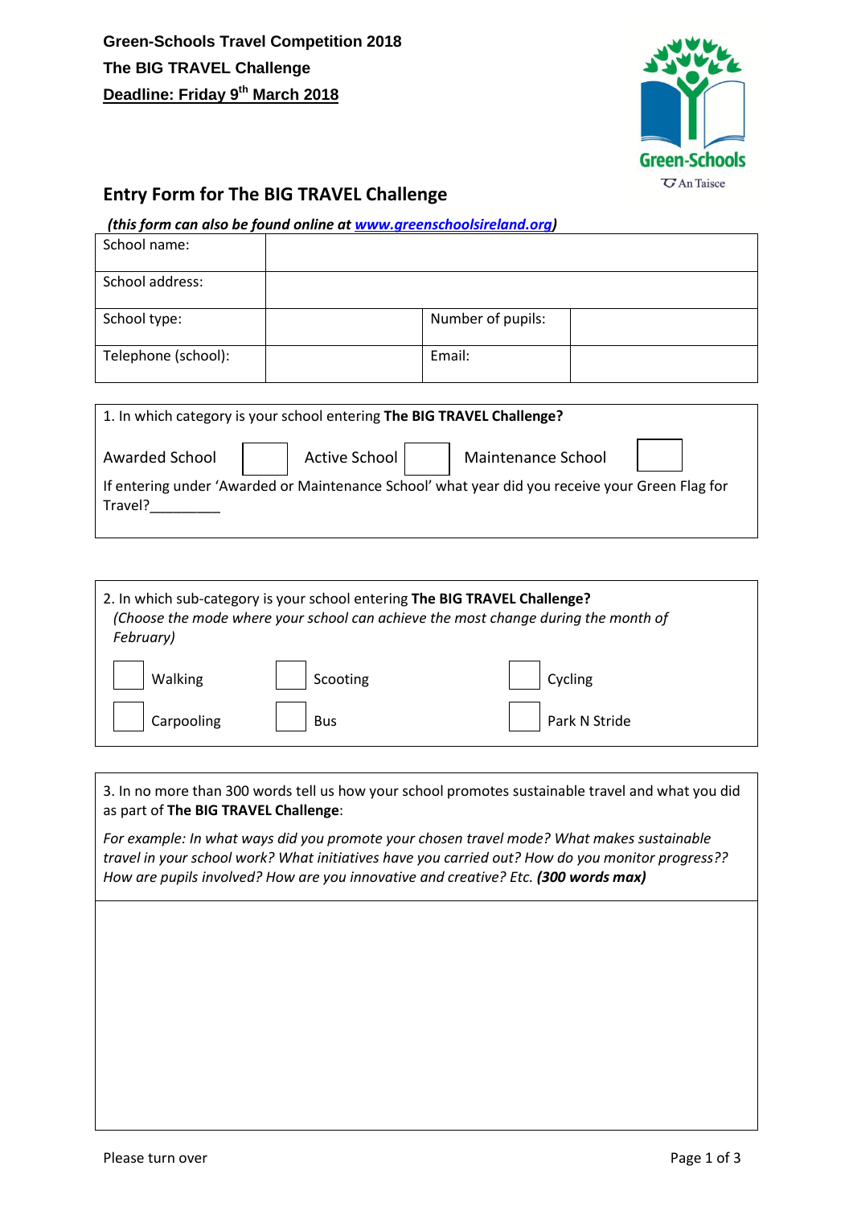**Green-Schools Travel Competition 2018**
**The BIG TRAVEL Challenge**
**Deadline: Friday 9th March 2018**

Green-Schools
An Taisce

## Entry Form for The BIG TRAVEL Challenge

*(this form can also be found online at www.greenschoolsireland.org)*

| School name: | | | |
|---|---|---|---|
| School address: | | | |
| School type: | | Number of pupils: | |
| Telephone (school): | | Email: | |

1. In which category is your school entering **The BIG TRAVEL Challenge?**

Awarded School ☐ Active School ☐ Maintenance School ☐

If entering under 'Awarded or Maintenance School' what year did you receive your Green Flag for Travel?_________

2. In which sub-category is your school entering **The BIG TRAVEL Challenge?**
*(Choose the mode where your school can achieve the most change during the month of February)*

☐ Walking ☐ Scooting ☐ Cycling

☐ Carpooling ☐ Bus ☐ Park N Stride

3. In no more than 300 words tell us how your school promotes sustainable travel and what you did as part of **The BIG TRAVEL Challenge**:

*For example: In what ways did you promote your chosen travel mode? What makes sustainable travel in your school work? What initiatives have you carried out? How do you monitor progress?? How are pupils involved? How are you innovative and creative? Etc.* ***(300 words max)***

Please turn over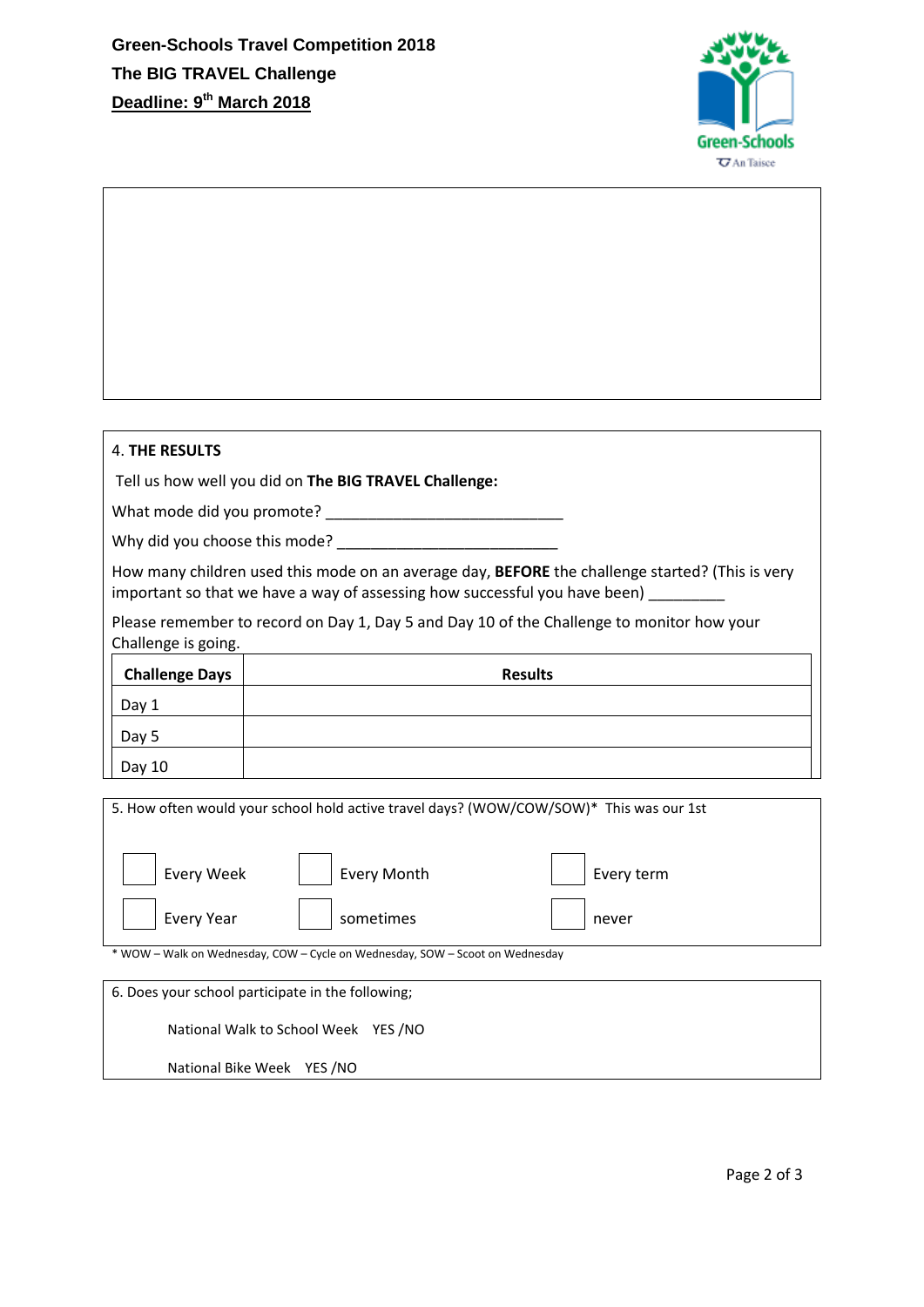**Green-Schools Travel Competition 2018**
**The BIG TRAVEL Challenge**
**Deadline: 9th March 2018**

Green-Schools An Taisce

4. **THE RESULTS**

Tell us how well you did on **The BIG TRAVEL Challenge:**

What mode did you promote? ____________________________

Why did you choose this mode? ___________________________

How many children used this mode on an average day, **BEFORE** the challenge started? (This is very important so that we have a way of assessing how successful you have been) _________

Please remember to record on Day 1, Day 5 and Day 10 of the Challenge to monitor how your Challenge is going.

| Challenge Days | Results |
|---|---|
| Day 1 | |
| Day 5 | |
| Day 10 | |

5. How often would your school hold active travel days? (WOW/COW/SOW)* This was our 1st

- [ ] Every Week
- [ ] Every Month
- [ ] Every term
- [ ] Every Year
- [ ] sometimes
- [ ] never

\* WOW – Walk on Wednesday, COW – Cycle on Wednesday, SOW – Scoot on Wednesday

6. Does your school participate in the following;

National Walk to School Week YES /NO

National Bike Week YES /NO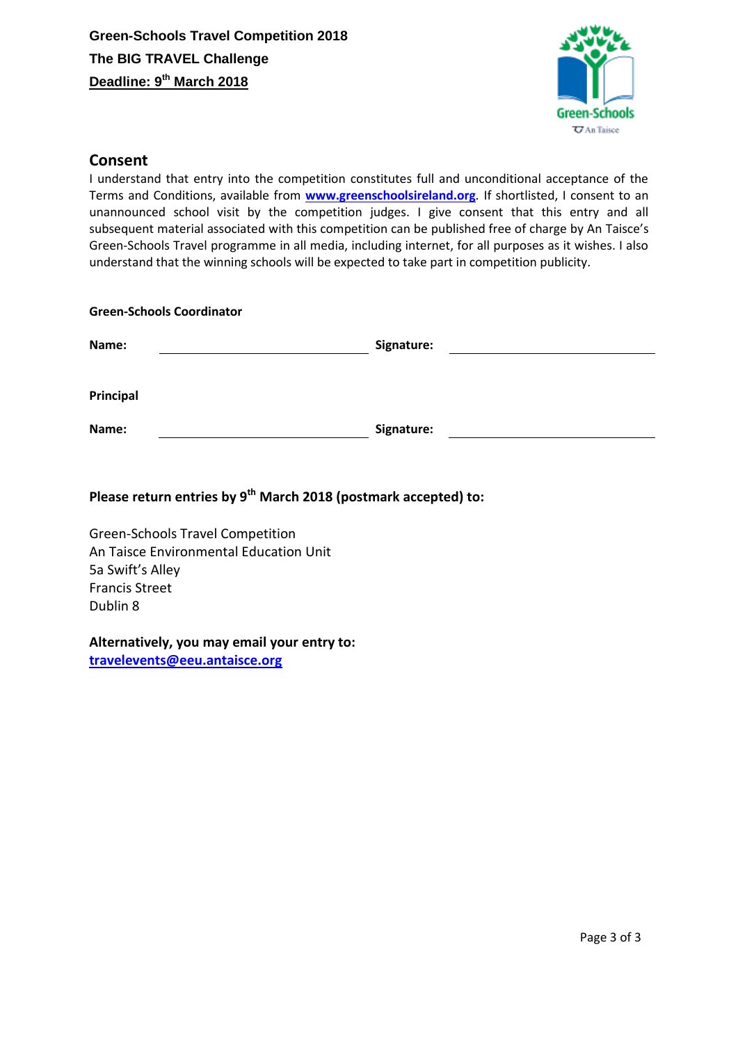**Green-Schools Travel Competition 2018**

**The BIG TRAVEL Challenge**

**Deadline: 9th March 2018**

## Consent

I understand that entry into the competition constitutes full and unconditional acceptance of the Terms and Conditions, available from **www.greenschoolsireland.org**. If shortlisted, I consent to an unannounced school visit by the competition judges. I give consent that this entry and all subsequent material associated with this competition can be published free of charge by An Taisce's Green-Schools Travel programme in all media, including internet, for all purposes as it wishes. I also understand that the winning schools will be expected to take part in competition publicity.

**Green-Schools Coordinator**

**Name:** ______________________________ **Signature:** ______________________________

**Principal**

**Name:** ______________________________ **Signature:** ______________________________

**Please return entries by 9th March 2018 (postmark accepted) to:**

Green-Schools Travel Competition
An Taisce Environmental Education Unit
5a Swift's Alley
Francis Street
Dublin 8

**Alternatively, you may email your entry to:**
**travelevents@eeu.antaisce.org**